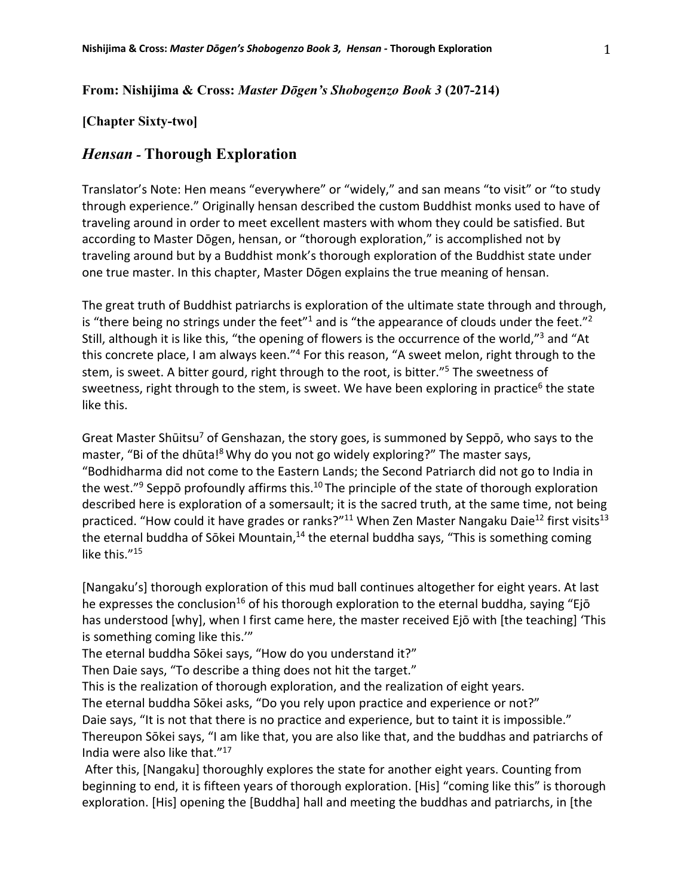**From: Nishijima & Cross: *Master Dōgen's Shobogenzo Book 3* (207-214)**

**[Chapter Sixty-two]**

## *Hensan* - Thorough Exploration

Translator's Note: Hen means "everywhere" or "widely," and san means "to visit" or "to study through experience." Originally hensan described the custom Buddhist monks used to have of traveling around in order to meet excellent masters with whom they could be satisfied. But according to Master Dōgen, hensan, or "thorough exploration," is accomplished not by traveling around but by a Buddhist monk's thorough exploration of the Buddhist state under one true master. In this chapter, Master Dōgen explains the true meaning of hensan.

The great truth of Buddhist patriarchs is exploration of the ultimate state through and through, is "there being no strings under the feet"[1] and is "the appearance of clouds under the feet."[2] Still, although it is like this, "the opening of flowers is the occurrence of the world,"[3] and "At this concrete place, I am always keen."[4] For this reason, "A sweet melon, right through to the stem, is sweet. A bitter gourd, right through to the root, is bitter."[5] The sweetness of sweetness, right through to the stem, is sweet. We have been exploring in practice[6] the state like this.

Great Master Shūitsu[7] of Genshazan, the story goes, is summoned by Seppō, who says to the master, "Bi of the dhūta![8] Why do you not go widely exploring?" The master says, "Bodhidharma did not come to the Eastern Lands; the Second Patriarch did not go to India in the west."[9] Seppō profoundly affirms this.[10] The principle of the state of thorough exploration described here is exploration of a somersault; it is the sacred truth, at the same time, not being practiced. "How could it have grades or ranks?"[11] When Zen Master Nangaku Daie[12] first visits[13] the eternal buddha of Sōkei Mountain,[14] the eternal buddha says, "This is something coming like this."[15]

[Nangaku's] thorough exploration of this mud ball continues altogether for eight years. At last he expresses the conclusion[16] of his thorough exploration to the eternal buddha, saying "Ejō has understood [why], when I first came here, the master received Ejō with [the teaching] 'This is something coming like this.'"
The eternal buddha Sōkei says, "How do you understand it?"
Then Daie says, "To describe a thing does not hit the target."
This is the realization of thorough exploration, and the realization of eight years.
The eternal buddha Sōkei asks, "Do you rely upon practice and experience or not?"
Daie says, "It is not that there is no practice and experience, but to taint it is impossible."
Thereupon Sōkei says, "I am like that, you are also like that, and the buddhas and patriarchs of India were also like that."[17]
After this, [Nangaku] thoroughly explores the state for another eight years. Counting from beginning to end, it is fifteen years of thorough exploration. [His] "coming like this" is thorough exploration. [His] opening the [Buddha] hall and meeting the buddhas and patriarchs, in [the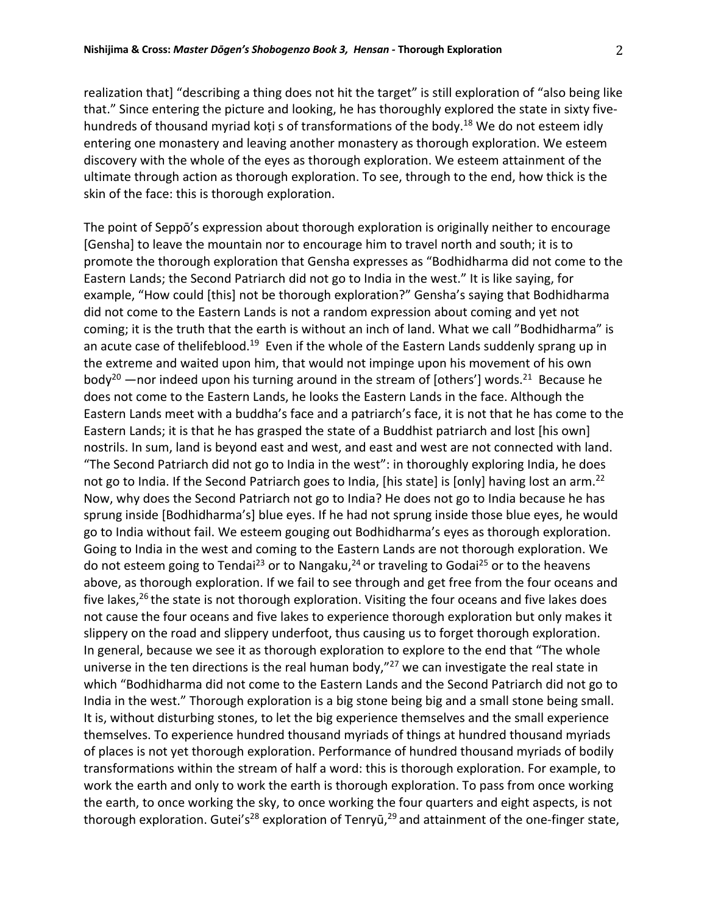realization that] "describing a thing does not hit the target" is still exploration of "also being like that." Since entering the picture and looking, he has thoroughly explored the state in sixty five-hundreds of thousand myriad koṭi s of transformations of the body.[18] We do not esteem idly entering one monastery and leaving another monastery as thorough exploration. We esteem discovery with the whole of the eyes as thorough exploration. We esteem attainment of the ultimate through action as thorough exploration. To see, through to the end, how thick is the skin of the face: this is thorough exploration.

The point of Seppō's expression about thorough exploration is originally neither to encourage [Gensha] to leave the mountain nor to encourage him to travel north and south; it is to promote the thorough exploration that Gensha expresses as "Bodhidharma did not come to the Eastern Lands; the Second Patriarch did not go to India in the west." It is like saying, for example, "How could [this] not be thorough exploration?" Gensha's saying that Bodhidharma did not come to the Eastern Lands is not a random expression about coming and yet not coming; it is the truth that the earth is without an inch of land. What we call "Bodhidharma" is an acute case of thelifeblood.[19] Even if the whole of the Eastern Lands suddenly sprang up in the extreme and waited upon him, that would not impinge upon his movement of his own body[20] —nor indeed upon his turning around in the stream of [others'] words.[21] Because he does not come to the Eastern Lands, he looks the Eastern Lands in the face. Although the Eastern Lands meet with a buddha's face and a patriarch's face, it is not that he has come to the Eastern Lands; it is that he has grasped the state of a Buddhist patriarch and lost [his own] nostrils. In sum, land is beyond east and west, and east and west are not connected with land. "The Second Patriarch did not go to India in the west": in thoroughly exploring India, he does not go to India. If the Second Patriarch goes to India, [his state] is [only] having lost an arm.[22] Now, why does the Second Patriarch not go to India? He does not go to India because he has sprung inside [Bodhidharma's] blue eyes. If he had not sprung inside those blue eyes, he would go to India without fail. We esteem gouging out Bodhidharma's eyes as thorough exploration. Going to India in the west and coming to the Eastern Lands are not thorough exploration. We do not esteem going to Tendai[23] or to Nangaku,[24] or traveling to Godai[25] or to the heavens above, as thorough exploration. If we fail to see through and get free from the four oceans and five lakes,[26] the state is not thorough exploration. Visiting the four oceans and five lakes does not cause the four oceans and five lakes to experience thorough exploration but only makes it slippery on the road and slippery underfoot, thus causing us to forget thorough exploration. In general, because we see it as thorough exploration to explore to the end that "The whole universe in the ten directions is the real human body,"[27] we can investigate the real state in which "Bodhidharma did not come to the Eastern Lands and the Second Patriarch did not go to India in the west." Thorough exploration is a big stone being big and a small stone being small. It is, without disturbing stones, to let the big experience themselves and the small experience themselves. To experience hundred thousand myriads of things at hundred thousand myriads of places is not yet thorough exploration. Performance of hundred thousand myriads of bodily transformations within the stream of half a word: this is thorough exploration. For example, to work the earth and only to work the earth is thorough exploration. To pass from once working the earth, to once working the sky, to once working the four quarters and eight aspects, is not thorough exploration. Gutei's[28] exploration of Tenryū,[29] and attainment of the one-finger state,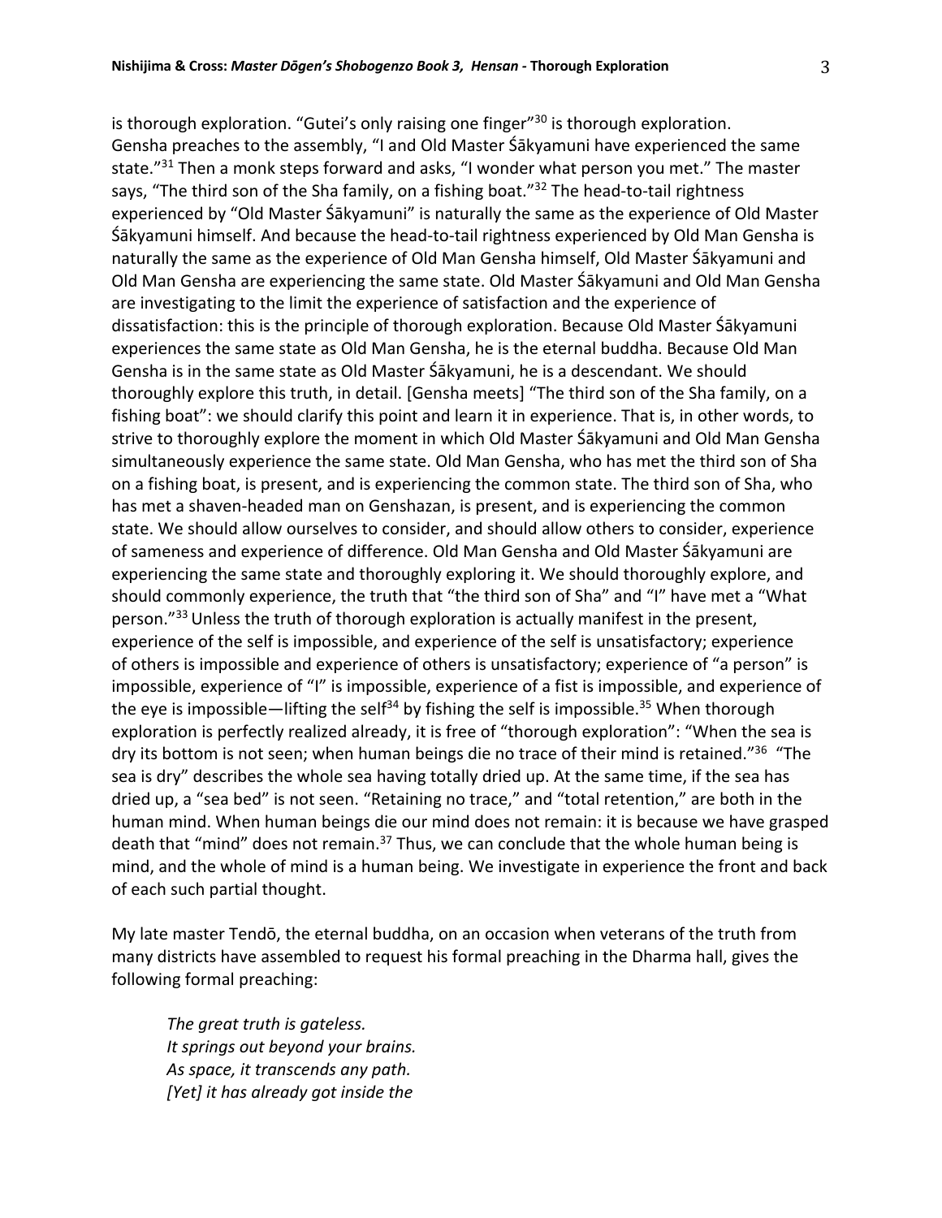is thorough exploration. "Gutei's only raising one finger"[30] is thorough exploration. Gensha preaches to the assembly, "I and Old Master Śākyamuni have experienced the same state."[31] Then a monk steps forward and asks, "I wonder what person you met." The master says, "The third son of the Sha family, on a fishing boat."[32] The head-to-tail rightness experienced by "Old Master Śākyamuni" is naturally the same as the experience of Old Master Śākyamuni himself. And because the head-to-tail rightness experienced by Old Man Gensha is naturally the same as the experience of Old Man Gensha himself, Old Master Śākyamuni and Old Man Gensha are experiencing the same state. Old Master Śākyamuni and Old Man Gensha are investigating to the limit the experience of satisfaction and the experience of dissatisfaction: this is the principle of thorough exploration. Because Old Master Śākyamuni experiences the same state as Old Man Gensha, he is the eternal buddha. Because Old Man Gensha is in the same state as Old Master Śākyamuni, he is a descendant. We should thoroughly explore this truth, in detail. [Gensha meets] "The third son of the Sha family, on a fishing boat": we should clarify this point and learn it in experience. That is, in other words, to strive to thoroughly explore the moment in which Old Master Śākyamuni and Old Man Gensha simultaneously experience the same state. Old Man Gensha, who has met the third son of Sha on a fishing boat, is present, and is experiencing the common state. The third son of Sha, who has met a shaven-headed man on Genshazan, is present, and is experiencing the common state. We should allow ourselves to consider, and should allow others to consider, experience of sameness and experience of difference. Old Man Gensha and Old Master Śākyamuni are experiencing the same state and thoroughly exploring it. We should thoroughly explore, and should commonly experience, the truth that "the third son of Sha" and "I" have met a "What person."[33] Unless the truth of thorough exploration is actually manifest in the present, experience of the self is impossible, and experience of the self is unsatisfactory; experience of others is impossible and experience of others is unsatisfactory; experience of "a person" is impossible, experience of "I" is impossible, experience of a fist is impossible, and experience of the eye is impossible—lifting the self[34] by fishing the self is impossible.[35] When thorough exploration is perfectly realized already, it is free of "thorough exploration": "When the sea is dry its bottom is not seen; when human beings die no trace of their mind is retained."[36] "The sea is dry" describes the whole sea having totally dried up. At the same time, if the sea has dried up, a "sea bed" is not seen. "Retaining no trace," and "total retention," are both in the human mind. When human beings die our mind does not remain: it is because we have grasped death that "mind" does not remain.[37] Thus, we can conclude that the whole human being is mind, and the whole of mind is a human being. We investigate in experience the front and back of each such partial thought.

My late master Tendō, the eternal buddha, on an occasion when veterans of the truth from many districts have assembled to request his formal preaching in the Dharma hall, gives the following formal preaching:

> *The great truth is gateless.*
> *It springs out beyond your brains.*
> *As space, it transcends any path.*
> *[Yet] it has already got inside the*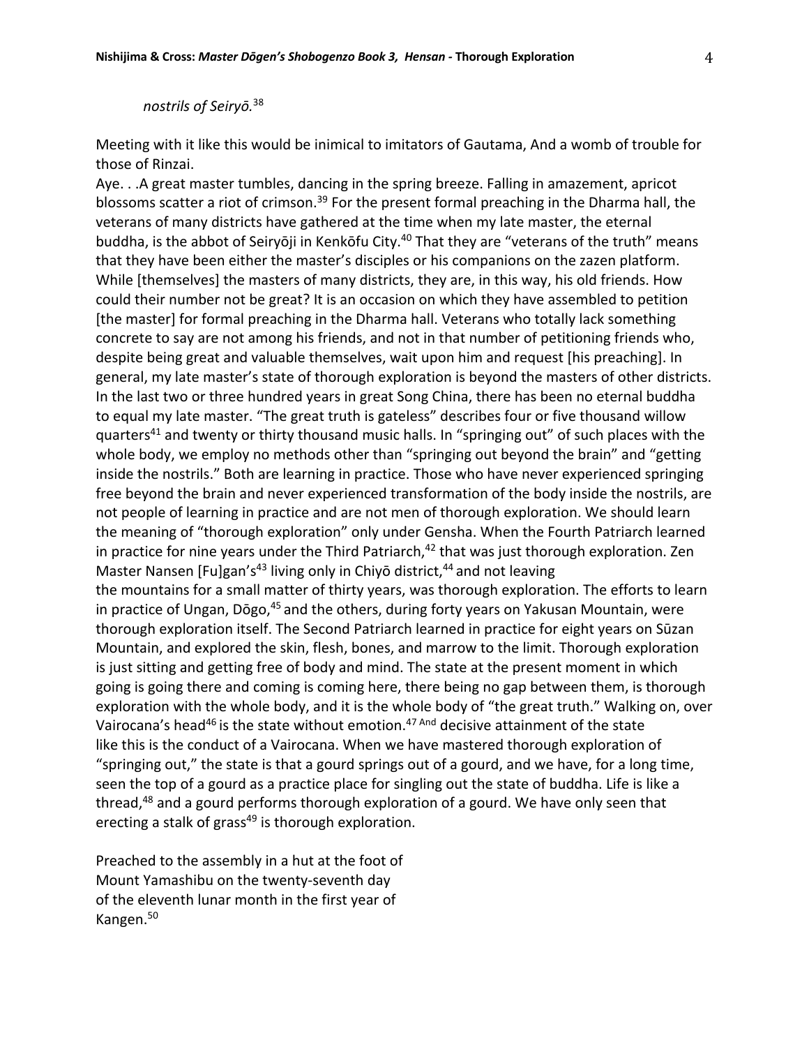*nostrils of Seiryō.*[38]

Meeting with it like this would be inimical to imitators of Gautama, And a womb of trouble for those of Rinzai.

Aye. . .A great master tumbles, dancing in the spring breeze. Falling in amazement, apricot blossoms scatter a riot of crimson.[39] For the present formal preaching in the Dharma hall, the veterans of many districts have gathered at the time when my late master, the eternal buddha, is the abbot of Seiryōji in Kenkōfu City.[40] That they are "veterans of the truth" means that they have been either the master's disciples or his companions on the zazen platform. While [themselves] the masters of many districts, they are, in this way, his old friends. How could their number not be great? It is an occasion on which they have assembled to petition [the master] for formal preaching in the Dharma hall. Veterans who totally lack something concrete to say are not among his friends, and not in that number of petitioning friends who, despite being great and valuable themselves, wait upon him and request [his preaching]. In general, my late master's state of thorough exploration is beyond the masters of other districts. In the last two or three hundred years in great Song China, there has been no eternal buddha to equal my late master. "The great truth is gateless" describes four or five thousand willow quarters[41] and twenty or thirty thousand music halls. In "springing out" of such places with the whole body, we employ no methods other than "springing out beyond the brain" and "getting inside the nostrils." Both are learning in practice. Those who have never experienced springing free beyond the brain and never experienced transformation of the body inside the nostrils, are not people of learning in practice and are not men of thorough exploration. We should learn the meaning of "thorough exploration" only under Gensha. When the Fourth Patriarch learned in practice for nine years under the Third Patriarch,[42] that was just thorough exploration. Zen Master Nansen [Fu]gan's[43] living only in Chiyō district,[44] and not leaving the mountains for a small matter of thirty years, was thorough exploration. The efforts to learn in practice of Ungan, Dōgo,[45] and the others, during forty years on Yakusan Mountain, were thorough exploration itself. The Second Patriarch learned in practice for eight years on Sūzan Mountain, and explored the skin, flesh, bones, and marrow to the limit. Thorough exploration is just sitting and getting free of body and mind. The state at the present moment in which going is going there and coming is coming here, there being no gap between them, is thorough exploration with the whole body, and it is the whole body of "the great truth." Walking on, over Vairocana's head[46] is the state without emotion.[47] And decisive attainment of the state like this is the conduct of a Vairocana. When we have mastered thorough exploration of "springing out," the state is that a gourd springs out of a gourd, and we have, for a long time, seen the top of a gourd as a practice place for singling out the state of buddha. Life is like a thread,[48] and a gourd performs thorough exploration of a gourd. We have only seen that erecting a stalk of grass[49] is thorough exploration.

Preached to the assembly in a hut at the foot of Mount Yamashibu on the twenty-seventh day of the eleventh lunar month in the first year of Kangen.[50]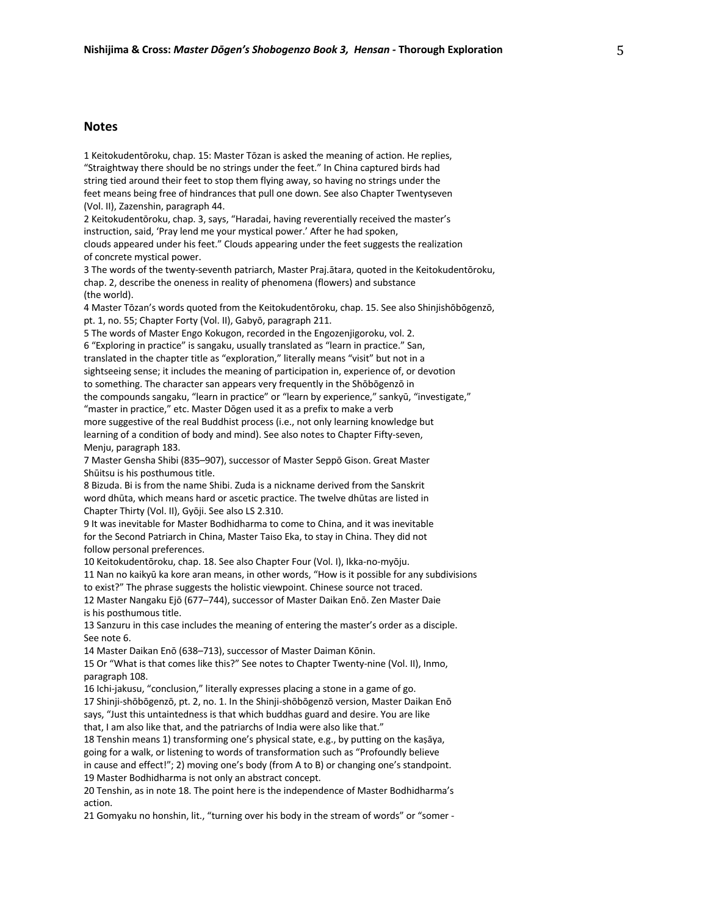## Notes

1 Keitokudentōroku, chap. 15: Master Tōzan is asked the meaning of action. He replies, "Straightway there should be no strings under the feet." In China captured birds had string tied around their feet to stop them flying away, so having no strings under the feet means being free of hindrances that pull one down. See also Chapter Twentyseven (Vol. II), Zazenshin, paragraph 44.

2 Keitokudentōroku, chap. 3, says, "Haradai, having reverentially received the master's instruction, said, 'Pray lend me your mystical power.' After he had spoken, clouds appeared under his feet." Clouds appearing under the feet suggests the realization of concrete mystical power.

3 The words of the twenty-seventh patriarch, Master Praj.ātara, quoted in the Keitokudentōroku, chap. 2, describe the oneness in reality of phenomena (flowers) and substance (the world).

4 Master Tōzan's words quoted from the Keitokudentōroku, chap. 15. See also Shinjishōbōgenzō, pt. 1, no. 55; Chapter Forty (Vol. II), Gabyō, paragraph 211.

5 The words of Master Engo Kokugon, recorded in the Engozenjigoroku, vol. 2.

6 "Exploring in practice" is sangaku, usually translated as "learn in practice." San, translated in the chapter title as "exploration," literally means "visit" but not in a sightseeing sense; it includes the meaning of participation in, experience of, or devotion to something. The character san appears very frequently in the Shōbōgenzō in the compounds sangaku, "learn in practice" or "learn by experience," sankyū, "investigate," "master in practice," etc. Master Dōgen used it as a prefix to make a verb more suggestive of the real Buddhist process (i.e., not only learning knowledge but learning of a condition of body and mind). See also notes to Chapter Fifty-seven, Menju, paragraph 183.

7 Master Gensha Shibi (835–907), successor of Master Seppō Gison. Great Master Shūitsu is his posthumous title.

8 Bizuda. Bi is from the name Shibi. Zuda is a nickname derived from the Sanskrit word dhūta, which means hard or ascetic practice. The twelve dhūtas are listed in Chapter Thirty (Vol. II), Gyōji. See also LS 2.310.

9 It was inevitable for Master Bodhidharma to come to China, and it was inevitable for the Second Patriarch in China, Master Taiso Eka, to stay in China. They did not follow personal preferences.

10 Keitokudentōroku, chap. 18. See also Chapter Four (Vol. I), Ikka-no-myōju.

11 Nan no kaikyū ka kore aran means, in other words, "How is it possible for any subdivisions to exist?" The phrase suggests the holistic viewpoint. Chinese source not traced.

12 Master Nangaku Ejō (677–744), successor of Master Daikan Enō. Zen Master Daie is his posthumous title.

13 Sanzuru in this case includes the meaning of entering the master's order as a disciple. See note 6.

14 Master Daikan Enō (638–713), successor of Master Daiman Kōnin.

15 Or "What is that comes like this?" See notes to Chapter Twenty-nine (Vol. II), Inmo, paragraph 108.

16 Ichi-jakusu, "conclusion," literally expresses placing a stone in a game of go.

17 Shinji-shōbōgenzō, pt. 2, no. 1. In the Shinji-shōbōgenzō version, Master Daikan Enō says, "Just this untaintedness is that which buddhas guard and desire. You are like that, I am also like that, and the patriarchs of India were also like that."

18 Tenshin means 1) transforming one's physical state, e.g., by putting on the kaṣāya, going for a walk, or listening to words of transformation such as "Profoundly believe in cause and effect!"; 2) moving one's body (from A to B) or changing one's standpoint.

19 Master Bodhidharma is not only an abstract concept.

20 Tenshin, as in note 18. The point here is the independence of Master Bodhidharma's action.

21 Gomyaku no honshin, lit., "turning over his body in the stream of words" or "somer -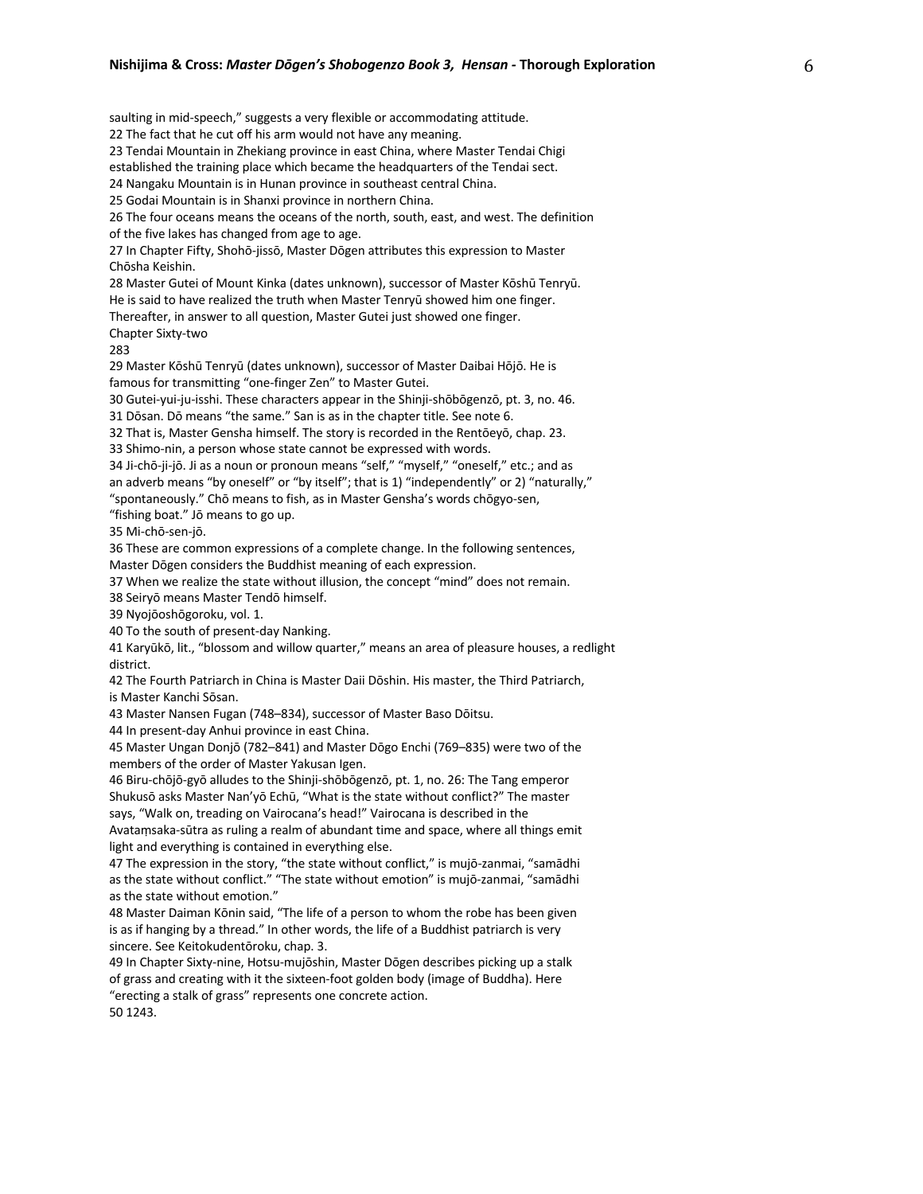saulting in mid-speech," suggests a very flexible or accommodating attitude.

22 The fact that he cut off his arm would not have any meaning.

23 Tendai Mountain in Zhekiang province in east China, where Master Tendai Chigi established the training place which became the headquarters of the Tendai sect.

24 Nangaku Mountain is in Hunan province in southeast central China.

25 Godai Mountain is in Shanxi province in northern China.

26 The four oceans means the oceans of the north, south, east, and west. The definition of the five lakes has changed from age to age.

27 In Chapter Fifty, Shohō-jissō, Master Dōgen attributes this expression to Master Chōsha Keishin.

28 Master Gutei of Mount Kinka (dates unknown), successor of Master Kōshū Tenryū. He is said to have realized the truth when Master Tenryū showed him one finger. Thereafter, in answer to all question, Master Gutei just showed one finger.

29 Master Kōshū Tenryū (dates unknown), successor of Master Daibai Hōjō. He is famous for transmitting "one-finger Zen" to Master Gutei.

30 Gutei-yui-ju-isshi. These characters appear in the Shinji-shōbōgenzō, pt. 3, no. 46.

31 Dōsan. Dō means "the same." San is as in the chapter title. See note 6.

32 That is, Master Gensha himself. The story is recorded in the Rentōeyō, chap. 23.

33 Shimo-nin, a person whose state cannot be expressed with words.

34 Ji-chō-ji-jō. Ji as a noun or pronoun means "self," "myself," "oneself," etc.; and as an adverb means "by oneself" or "by itself"; that is 1) "independently" or 2) "naturally," "spontaneously." Chō means to fish, as in Master Gensha's words chōgyo-sen, "fishing boat." Jō means to go up.

35 Mi-chō-sen-jō.

36 These are common expressions of a complete change. In the following sentences, Master Dōgen considers the Buddhist meaning of each expression.

37 When we realize the state without illusion, the concept "mind" does not remain.

38 Seiryō means Master Tendō himself.

39 Nyojōoshōgoroku, vol. 1.

40 To the south of present-day Nanking.

41 Karyūkō, lit., "blossom and willow quarter," means an area of pleasure houses, a redlight district.

42 The Fourth Patriarch in China is Master Daii Dōshin. His master, the Third Patriarch, is Master Kanchi Sōsan.

43 Master Nansen Fugan (748–834), successor of Master Baso Dōitsu.

44 In present-day Anhui province in east China.

45 Master Ungan Donjō (782–841) and Master Dōgo Enchi (769–835) were two of the members of the order of Master Yakusan Igen.

46 Biru-chōjō-gyō alludes to the Shinji-shōbōgenzō, pt. 1, no. 26: The Tang emperor Shukusō asks Master Nan'yō Echū, "What is the state without conflict?" The master says, "Walk on, treading on Vairocana's head!" Vairocana is described in the Avataṃsaka-sūtra as ruling a realm of abundant time and space, where all things emit light and everything is contained in everything else.

47 The expression in the story, "the state without conflict," is mujō-zanmai, "samādhi as the state without conflict." "The state without emotion" is mujō-zanmai, "samādhi as the state without emotion."

48 Master Daiman Kōnin said, "The life of a person to whom the robe has been given is as if hanging by a thread." In other words, the life of a Buddhist patriarch is very sincere. See Keitokudentōroku, chap. 3.

49 In Chapter Sixty-nine, Hotsu-mujōshin, Master Dōgen describes picking up a stalk of grass and creating with it the sixteen-foot golden body (image of Buddha). Here "erecting a stalk of grass" represents one concrete action.

50 1243.